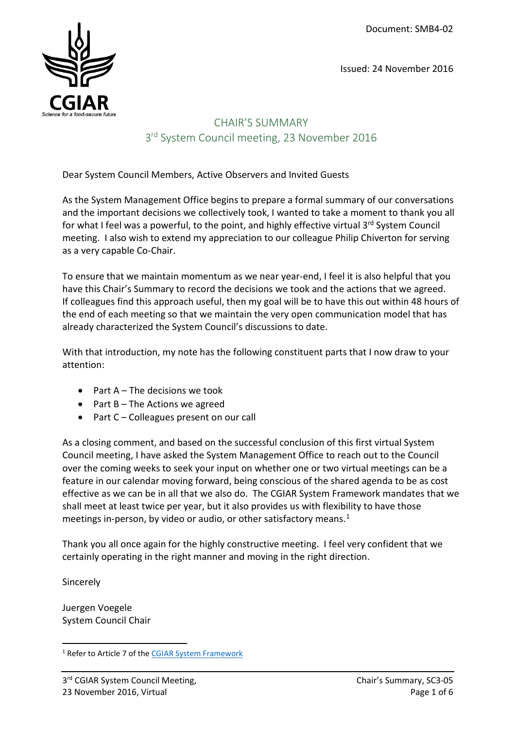Document: SMB4-02

Issued: 24 November 2016

# CHAIR'S SUMMARY
## 3rd System Council meeting, 23 November 2016

Dear System Council Members, Active Observers and Invited Guests

As the System Management Office begins to prepare a formal summary of our conversations and the important decisions we collectively took, I wanted to take a moment to thank you all for what I feel was a powerful, to the point, and highly effective virtual 3rd System Council meeting. I also wish to extend my appreciation to our colleague Philip Chiverton for serving as a very capable Co-Chair.

To ensure that we maintain momentum as we near year-end, I feel it is also helpful that you have this Chair's Summary to record the decisions we took and the actions that we agreed. If colleagues find this approach useful, then my goal will be to have this out within 48 hours of the end of each meeting so that we maintain the very open communication model that has already characterized the System Council's discussions to date.

With that introduction, my note has the following constituent parts that I now draw to your attention:

- Part A – The decisions we took
- Part B – The Actions we agreed
- Part C – Colleagues present on our call

As a closing comment, and based on the successful conclusion of this first virtual System Council meeting, I have asked the System Management Office to reach out to the Council over the coming weeks to seek your input on whether one or two virtual meetings can be a feature in our calendar moving forward, being conscious of the shared agenda to be as cost effective as we can be in all that we also do. The CGIAR System Framework mandates that we shall meet at least twice per year, but it also provides us with flexibility to have those meetings in-person, by video or audio, or other satisfactory means.[1]

Thank you all once again for the highly constructive meeting. I feel very confident that we certainly operating in the right manner and moving in the right direction.

Sincerely

Juergen Voegele
System Council Chair

[1] Refer to Article 7 of the CGIAR System Framework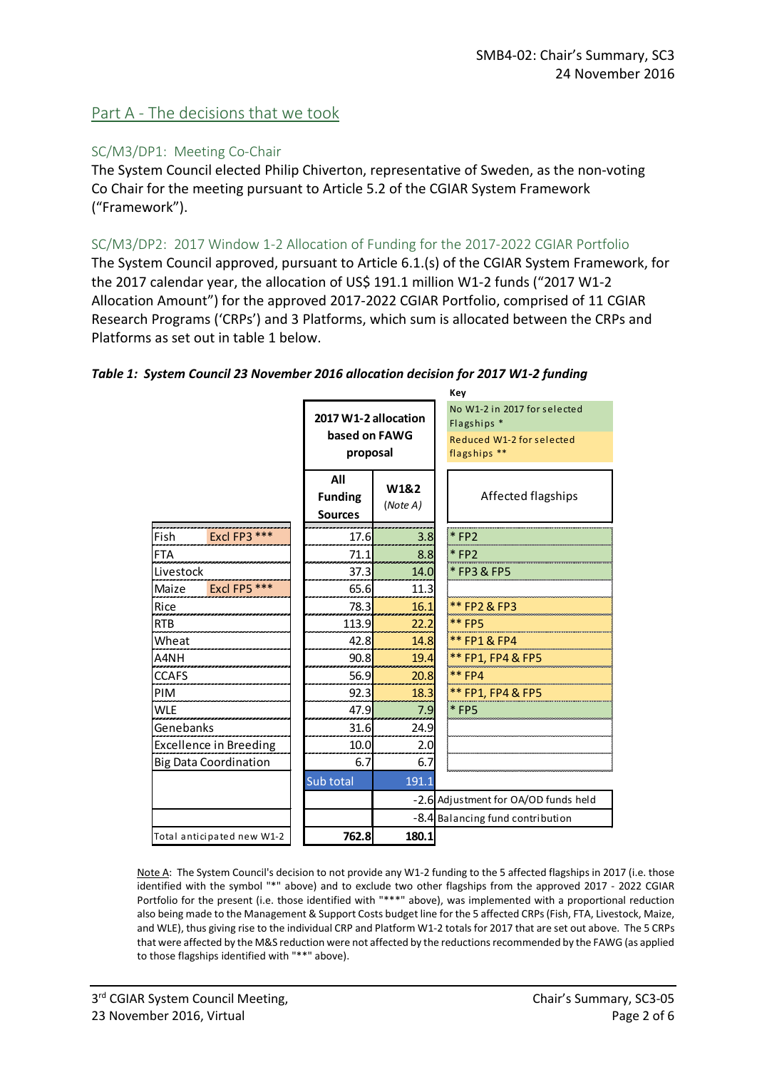## Part A - The decisions that we took

### SC/M3/DP1: Meeting Co-Chair

The System Council elected Philip Chiverton, representative of Sweden, as the non-voting Co Chair for the meeting pursuant to Article 5.2 of the CGIAR System Framework ("Framework").

### SC/M3/DP2: 2017 Window 1-2 Allocation of Funding for the 2017-2022 CGIAR Portfolio

The System Council approved, pursuant to Article 6.1.(s) of the CGIAR System Framework, for the 2017 calendar year, the allocation of US$ 191.1 million W1-2 funds ("2017 W1-2 Allocation Amount") for the approved 2017-2022 CGIAR Portfolio, comprised of 11 CGIAR Research Programs ('CRPs') and 3 Platforms, which sum is allocated between the CRPs and Platforms as set out in table 1 below.

***Table 1: System Council 23 November 2016 allocation decision for 2017 W1-2 funding***

Key:
- No W1-2 in 2017 for selected Flagships *
- Reduced W1-2 for selected flagships **

| | | 2017 W1-2 allocation based on FAWG proposal | | |
|---|---|---|---|---|
| | | All Funding Sources | W1&2 (*Note A*) | Affected flagships |
| Fish | Excl FP3 *** | 17.6 | 3.8 | * FP2 |
| FTA | | 71.1 | 8.8 | * FP2 |
| Livestock | | 37.3 | 14.0 | * FP3 & FP5 |
| Maize | Excl FP5 *** | 65.6 | 11.3 | |
| Rice | | 78.3 | 16.1 | ** FP2 & FP3 |
| RTB | | 113.9 | 22.2 | ** FP5 |
| Wheat | | 42.8 | 14.8 | ** FP1 & FP4 |
| A4NH | | 90.8 | 19.4 | ** FP1, FP4 & FP5 |
| CCAFS | | 56.9 | 20.8 | ** FP4 |
| PIM | | 92.3 | 18.3 | ** FP1, FP4 & FP5 |
| WLE | | 47.9 | 7.9 | * FP5 |
| Genebanks | | 31.6 | 24.9 | |
| Excellence in Breeding | | 10.0 | 2.0 | |
| Big Data Coordination | | 6.7 | 6.7 | |
| | | Sub total | 191.1 | |
| | | | -2.6 | Adjustment for OA/OD funds held |
| | | | -8.4 | Balancing fund contribution |
| Total anticipated new W1-2 | | 762.8 | 180.1 | |

Note A: The System Council's decision to not provide any W1-2 funding to the 5 affected flagships in 2017 (i.e. those identified with the symbol "*" above) and to exclude two other flagships from the approved 2017 - 2022 CGIAR Portfolio for the present (i.e. those identified with "***" above), was implemented with a proportional reduction also being made to the Management & Support Costs budget line for the 5 affected CRPs (Fish, FTA, Livestock, Maize, and WLE), thus giving rise to the individual CRP and Platform W1-2 totals for 2017 that are set out above. The 5 CRPs that were affected by the M&S reduction were not affected by the reductions recommended by the FAWG (as applied to those flagships identified with "**" above).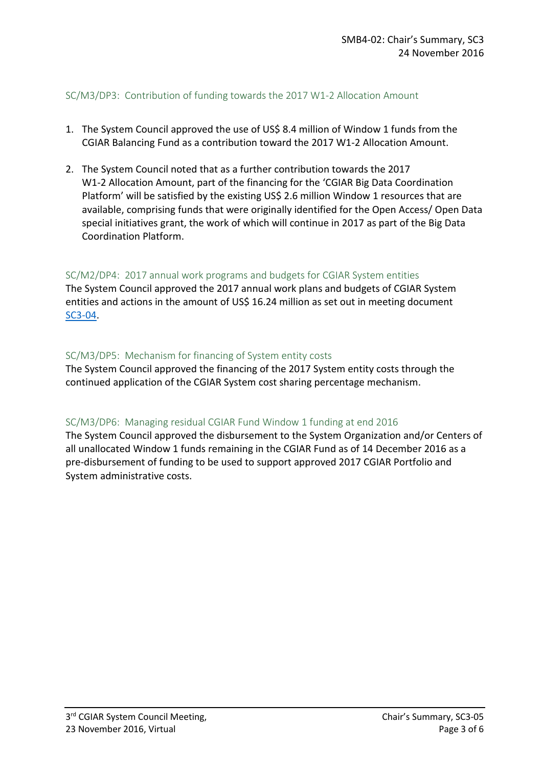### SC/M3/DP3: Contribution of funding towards the 2017 W1-2 Allocation Amount

1. The System Council approved the use of US$ 8.4 million of Window 1 funds from the CGIAR Balancing Fund as a contribution toward the 2017 W1-2 Allocation Amount.

2. The System Council noted that as a further contribution towards the 2017 W1-2 Allocation Amount, part of the financing for the 'CGIAR Big Data Coordination Platform' will be satisfied by the existing US$ 2.6 million Window 1 resources that are available, comprising funds that were originally identified for the Open Access/ Open Data special initiatives grant, the work of which will continue in 2017 as part of the Big Data Coordination Platform.

### SC/M2/DP4: 2017 annual work programs and budgets for CGIAR System entities

The System Council approved the 2017 annual work plans and budgets of CGIAR System entities and actions in the amount of US$ 16.24 million as set out in meeting document SC3-04.

### SC/M3/DP5: Mechanism for financing of System entity costs

The System Council approved the financing of the 2017 System entity costs through the continued application of the CGIAR System cost sharing percentage mechanism.

### SC/M3/DP6: Managing residual CGIAR Fund Window 1 funding at end 2016

The System Council approved the disbursement to the System Organization and/or Centers of all unallocated Window 1 funds remaining in the CGIAR Fund as of 14 December 2016 as a pre-disbursement of funding to be used to support approved 2017 CGIAR Portfolio and System administrative costs.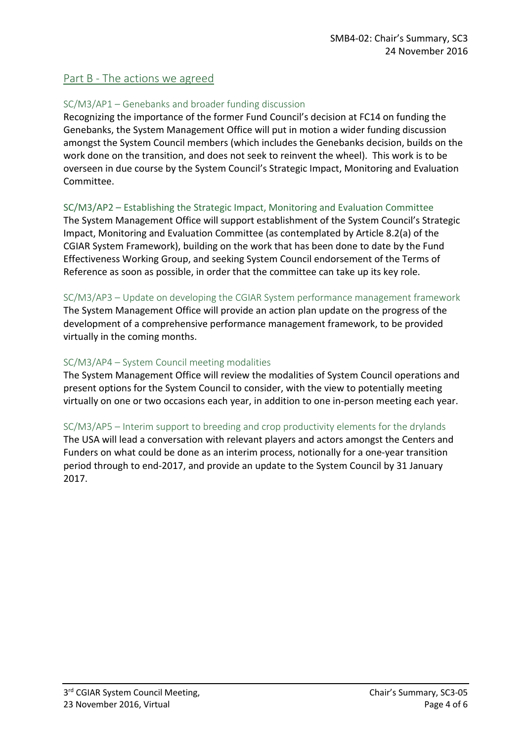## Part B - The actions we agreed

### SC/M3/AP1 – Genebanks and broader funding discussion

Recognizing the importance of the former Fund Council's decision at FC14 on funding the Genebanks, the System Management Office will put in motion a wider funding discussion amongst the System Council members (which includes the Genebanks decision, builds on the work done on the transition, and does not seek to reinvent the wheel). This work is to be overseen in due course by the System Council's Strategic Impact, Monitoring and Evaluation Committee.

### SC/M3/AP2 – Establishing the Strategic Impact, Monitoring and Evaluation Committee

The System Management Office will support establishment of the System Council's Strategic Impact, Monitoring and Evaluation Committee (as contemplated by Article 8.2(a) of the CGIAR System Framework), building on the work that has been done to date by the Fund Effectiveness Working Group, and seeking System Council endorsement of the Terms of Reference as soon as possible, in order that the committee can take up its key role.

### SC/M3/AP3 – Update on developing the CGIAR System performance management framework

The System Management Office will provide an action plan update on the progress of the development of a comprehensive performance management framework, to be provided virtually in the coming months.

### SC/M3/AP4 – System Council meeting modalities

The System Management Office will review the modalities of System Council operations and present options for the System Council to consider, with the view to potentially meeting virtually on one or two occasions each year, in addition to one in-person meeting each year.

### SC/M3/AP5 – Interim support to breeding and crop productivity elements for the drylands

The USA will lead a conversation with relevant players and actors amongst the Centers and Funders on what could be done as an interim process, notionally for a one-year transition period through to end-2017, and provide an update to the System Council by 31 January 2017.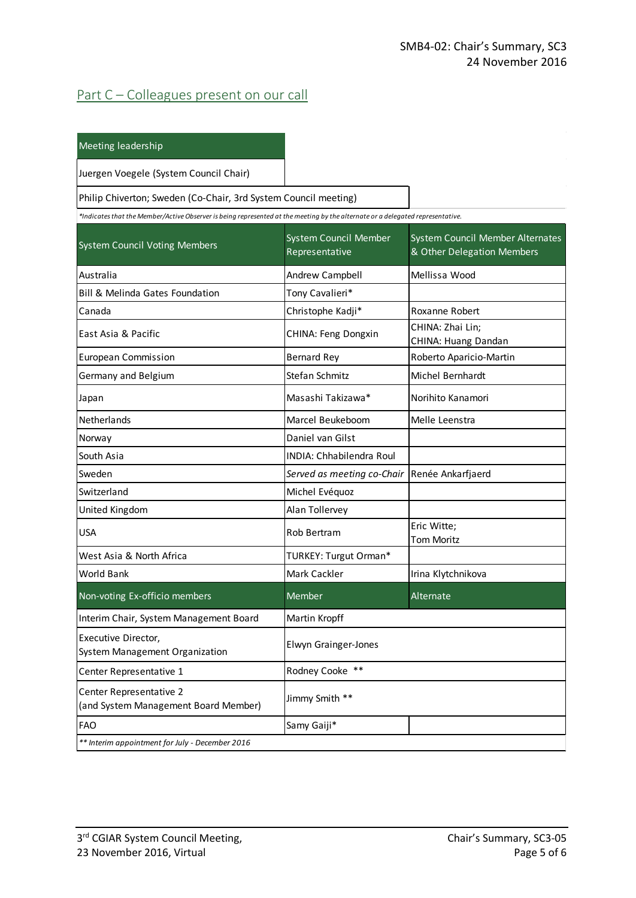## Part C – Colleagues present on our call

| Meeting leadership |
|---|
| Juergen Voegele (System Council Chair) |
| Philip Chiverton; Sweden (Co-Chair, 3rd System Council meeting) |

*\*Indicates that the Member/Active Observer is being represented at the meeting by the alternate or a delegated representative.*

| System Council Voting Members | System Council Member Representative | System Council Member Alternates & Other Delegation Members |
|---|---|---|
| Australia | Andrew Campbell | Mellissa Wood |
| Bill & Melinda Gates Foundation | Tony Cavalieri* | |
| Canada | Christophe Kadji* | Roxanne Robert |
| East Asia & Pacific | CHINA: Feng Dongxin | CHINA: Zhai Lin; CHINA: Huang Dandan |
| European Commission | Bernard Rey | Roberto Aparicio-Martin |
| Germany and Belgium | Stefan Schmitz | Michel Bernhardt |
| Japan | Masashi Takizawa* | Norihito Kanamori |
| Netherlands | Marcel Beukeboom | Melle Leenstra |
| Norway | Daniel van Gilst | |
| South Asia | INDIA: Chhabilendra Roul | |
| Sweden | *Served as meeting co-Chair* | Renée Ankarfjaerd |
| Switzerland | Michel Evéquoz | |
| United Kingdom | Alan Tollervey | |
| USA | Rob Bertram | Eric Witte; Tom Moritz |
| West Asia & North Africa | TURKEY: Turgut Orman* | |
| World Bank | Mark Cackler | Irina Klytchnikova |
| **Non-voting Ex-officio members** | **Member** | **Alternate** |
| Interim Chair, System Management Board | Martin Kropff | |
| Executive Director, System Management Organization | Elwyn Grainger-Jones | |
| Center Representative 1 | Rodney Cooke ** | |
| Center Representative 2 (and System Management Board Member) | Jimmy Smith ** | |
| FAO | Samy Gaiji* | |

*\*\* Interim appointment for July - December 2016*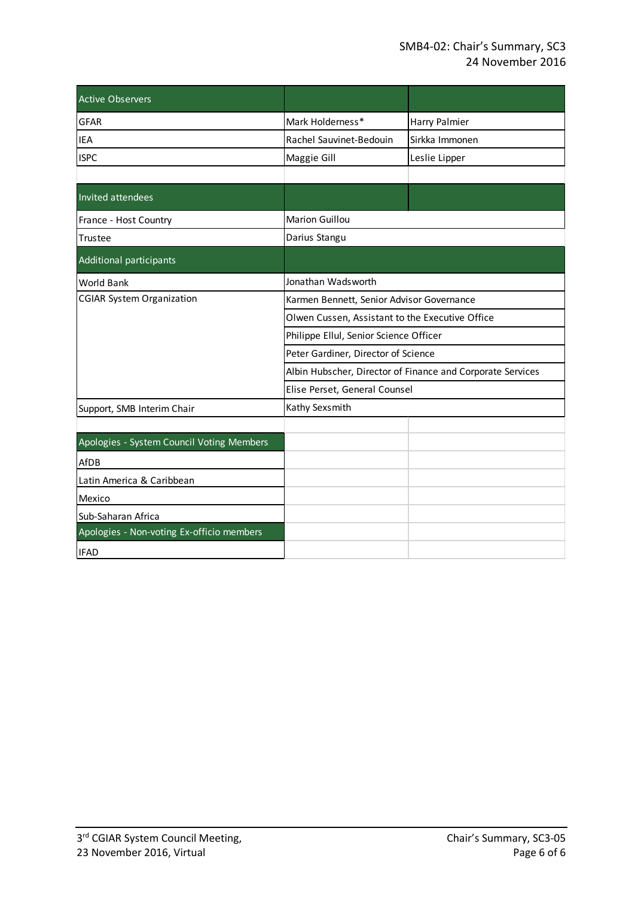| Active Observers | | |
|---|---|---|
| GFAR | Mark Holderness* | Harry Palmier |
| IEA | Rachel Sauvinet-Bedouin | Sirkka Immonen |
| ISPC | Maggie Gill | Leslie Lipper |
| | | |
| **Invited attendees** | | |
| France - Host Country | Marion Guillou | |
| Trustee | Darius Stangu | |
| **Additional participants** | | |
| World Bank | Jonathan Wadsworth | |
| CGIAR System Organization | Karmen Bennett, Senior Advisor Governance | |
| | Olwen Cussen, Assistant to the Executive Office | |
| | Philippe Ellul, Senior Science Officer | |
| | Peter Gardiner, Director of Science | |
| | Albin Hubscher, Director of Finance and Corporate Services | |
| | Elise Perset, General Counsel | |
| Support, SMB Interim Chair | Kathy Sexsmith | |
| | | |
| **Apologies - System Council Voting Members** | | |
| AfDB | | |
| Latin America & Caribbean | | |
| Mexico | | |
| Sub-Saharan Africa | | |
| **Apologies - Non-voting Ex-officio members** | | |
| IFAD | | |